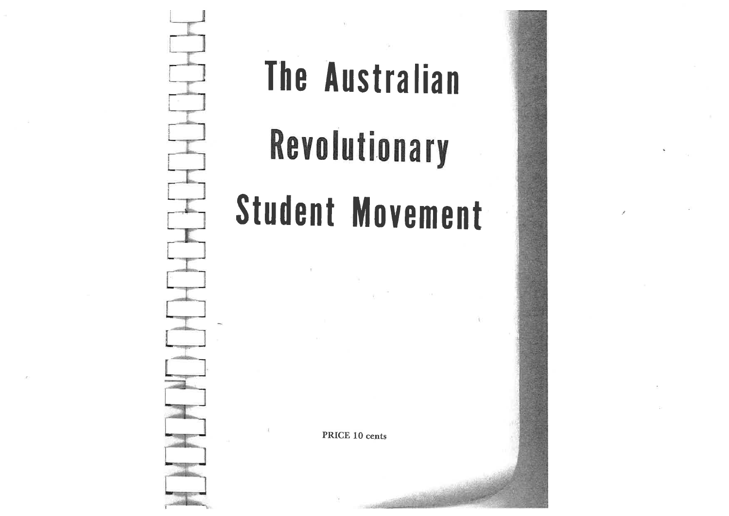# The Australian Revolutionary Student Movement

PRICE 10 cents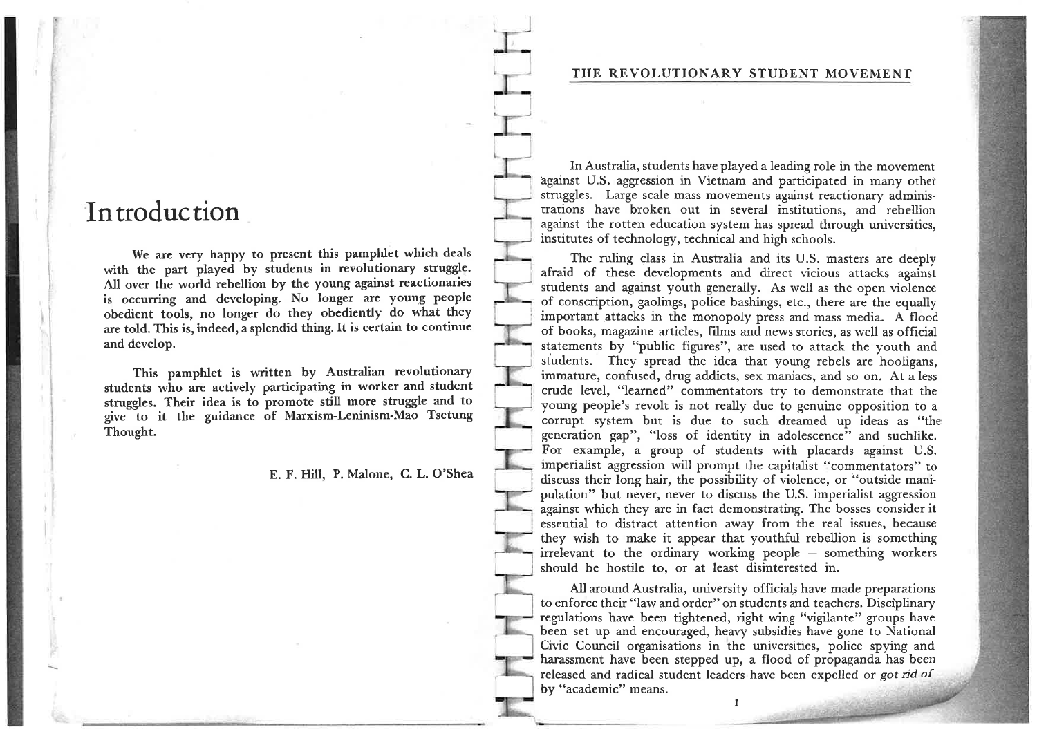# Introduction

**We are very happy to present this pamphlet which deals with the part played by students in revolutionary struggle. All over the world rebellion by the young against reactionaries is occurring and developing. No longer are young people obedient tools, no longer do they obediently do what they are told. This is, indeed, a splendid thing. It is certain to continue and develop.**

**This pamphlet is written by Australian revolutionary students who are actively participating in worker and student struggles. Their idea is to promote still more struggle and to give to it the guidance of Marxism-Leninism-Mao Tsetung Thought.**

**E. F. Hill, P. Malone, C. L. O'Shea**

# THE REVOLUTIONARY STUDENT MOVEMENT

In Australia, students have played a leading role in the movement against U.S. aggression in Vietnam and participated in many other struggles. Large scale mass movements against reactionary administrations have broken out in several institutions, and rebellion against the rotten education system has spread through universities, institutes of technology, technical and high schools.

The ruling class in Australia and its U.S. masters are deeply afraid of these developments and direct vicious attacks against students and against youth generally. As well as the open violence of conscription, gaolings, police bashings, etc., there are the equally important attacks in the monopoly press and mass media. A flood of books, magazine articles, films and news stories, as well as official statements by "public figures", are used to attack the youth and students. They spread the idea that young rebels are hooligans, immature, confused, drug addicts, sex maniacs, and so on. At a less crude level, "learned" commentators try to demonstrate that the young people's revolt is not really due to genuine opposition to a corrupt system but is due to such dreamed up ideas as "the generation gap", "loss of identity in adolescence" and suchlike. For example, a group of students with placards against U.S. imperialist aggression will prompt the capitalist "commentators" to discuss their long hair, the possibility of violence, or "outside manipulation" but never, never to discuss the U.S. imperialist aggression against which they are in fact demonstrating. The bosses consider it essential to distract attention away from the real issues, because they wish to make it appear that youthful rebellion is something irrelevant to the ordinary working people – something workers should be hostile to, or at least disinterested in.

All around Australia, university officials have made preparations to enforce their "law and order" on students and teachers. Disciplinary regulations have been tightened, right wing "vigilante" groups have been set up and encouraged, heavy subsidies have gone to National Civic Council organisations in the universities, police spying and harassment have been stepped up, a flood of propaganda has been released and radical student leaders have been expelled or *got rid of* by "academic" means.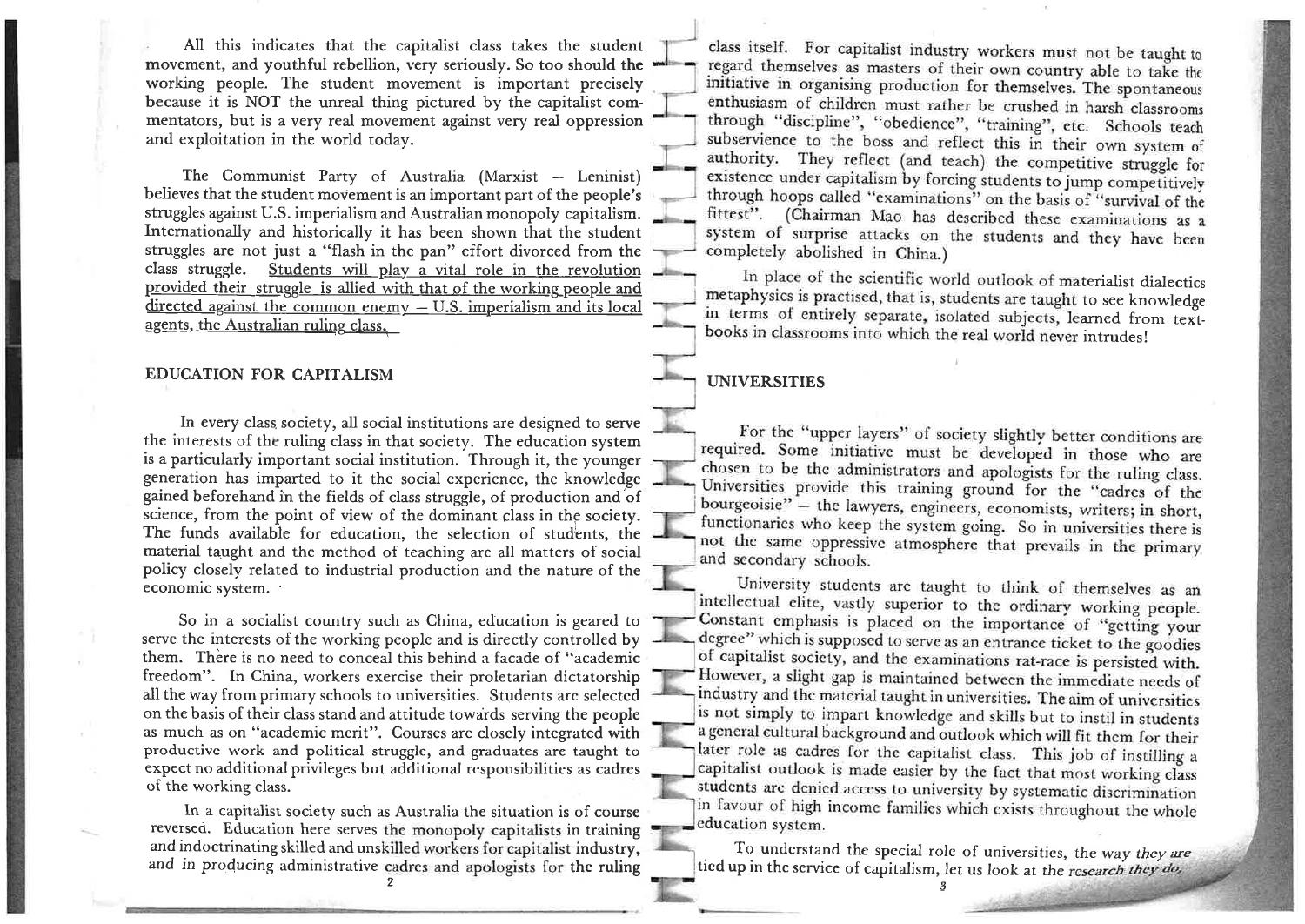All this indicates that the capitalist class takes the student movement, and youthful rebellion, very seriously. So too should the working people. The student movement is important precisely because it is NOT the unreal thing pictured by the capitalist commentators, but is a very real movement against very real oppression and exploitation in the world today.

The Communist Party of Australia (Marxist – Leninist) believes that the student movement is an important part of the people's struggles against U.S. imperialism and Australian monopoly capitalism. Internationally and historically it has been shown that the student struggles are not just a "flash in the pan" effort divorced from the class struggle. Students will play a vital role in the revolution provided their struggle is allied with that of the working people and directed against the common enemy – U.S. imperialism and its local agents, the Australian ruling class.

## EDUCATION FOR CAPITALISM

In every class society, all social institutions are designed to serve the interests of the ruling class in that society. The education system is a particularly important social institution. Through it, the younger generation has imparted to it the social experience, the knowledge gained beforehand in the fields of class struggle, of production and of science, from the point of view of the dominant class in the society. The funds available for education, the selection of students, the material taught and the method of teaching are all matters of social policy closely related to industrial production and the nature of the economic system.

So in a socialist country such as China, education is geared to serve the interests of the working people and is directly controlled by them. There is no need to conceal this behind a facade of "academic freedom". In China, workers exercise their proletarian dictatorship all the way from primary schools to universities. Students are selected on the basis of their class stand and attitude towards serving the people as much as on "academic merit". Courses are closely integrated with productive work and political struggle, and graduates are taught to expect no additional privileges but additional responsibilities as cadres of the working class.

In a capitalist society such as Australia the situation is of course reversed. Education here serves the monopoly capitalists in training and indoctrinating skilled and unskilled workers for capitalist industry, and in producing administrative cadres and apologists for the ruling class itself. For capitalist industry workers must not be taught to regard themselves as masters of their own country able to take the initiative in organising production for themselves. The spontaneous enthusiasm of children must rather be crushed in harsh classrooms through "discipline", "obedience", "training", etc. Schools teach subservience to the boss and reflect this in their own system of authority. They reflect (and teach) the competitive struggle for existence under capitalism by forcing students to jump competitively through hoops called "examinations" on the basis of "survival of the fittest". (Chairman Mao has described these examinations as a system of surprise attacks on the students and they have been completely abolished in China.)

In place of the scientific world outlook of materialist dialectics metaphysics is practised, that is, students are taught to see knowledge in terms of entirely separate, isolated subjects, learned from textbooks in classrooms into which the real world never intrudes!

## UNIVERSITIES

For the "upper layers" of society slightly better conditions are required. Some initiative must be developed in those who are chosen to be the administrators and apologists for the ruling class. Universities provide this training ground for the "cadres of the bourgeoisie" – the lawyers, engineers, economists, writers; in short, functionaries who keep the system going. So in universities there is not the same oppressive atmosphere that prevails in the primary and secondary schools.

University students are taught to think of themselves as an intellectual elite, vastly superior to the ordinary working people. Constant emphasis is placed on the importance of "getting your degree" which is supposed to serve as an entrance ticket to the goodies of capitalist society, and the examinations rat-race is persisted with. However, a slight gap is maintained between the immediate needs of industry and the material taught in universities. The aim of universities is not simply to impart knowledge and skills but to instil in students a general cultural background and outlook which will fit them for their later role as cadres for the capitalist class. This job of instilling a capitalist outlook is made easier by the fact that most working class students are denied access to university by systematic discrimination in favour of high income families which exists throughout the whole education system.

To understand the special role of universities, the way they are tied up in the service of capitalism, let us look at the research they do,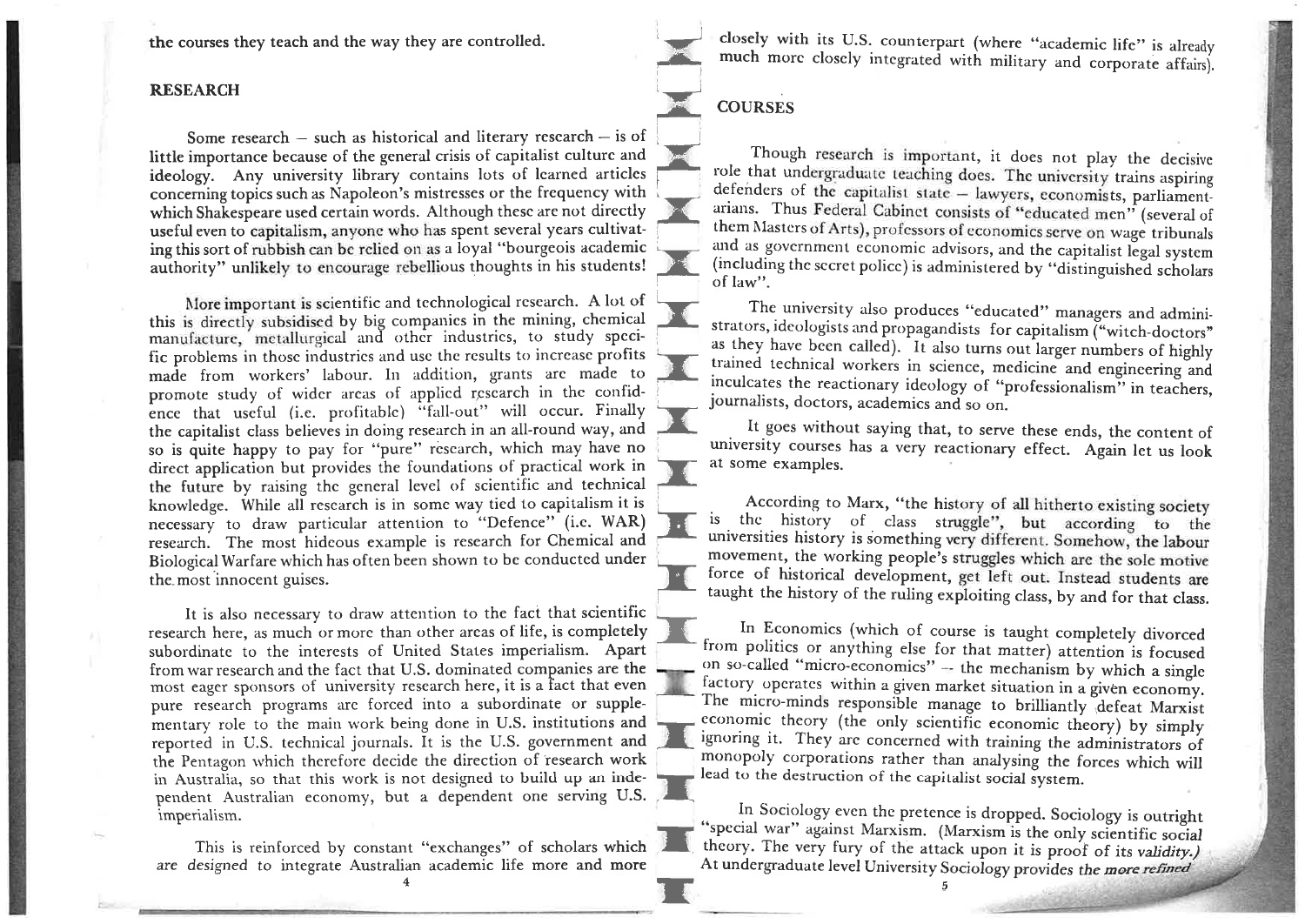the courses they teach and the way they are controlled.

## RESEARCH

Some research – such as historical and literary research – is of little importance because of the general crisis of capitalist culture and ideology. Any university library contains lots of learned articles concerning topics such as Napoleon's mistresses or the frequency with which Shakespeare used certain words. Although these are not directly useful even to capitalism, anyone who has spent several years cultivating this sort of rubbish can be relied on as a loyal "bourgeois academic authority" unlikely to encourage rebellious thoughts in his students!

More important is scientific and technological research. A lot of this is directly subsidised by big companies in the mining, chemical manufacture, metallurgical and other industries, to study specific problems in those industries and use the results to increase profits made from workers' labour. In addition, grants are made to promote study of wider areas of applied research in the confidence that useful (i.e. profitable) "fall-out" will occur. Finally the capitalist class believes in doing research in an all-round way, and so is quite happy to pay for "pure" research, which may have no direct application but provides the foundations of practical work in the future by raising the general level of scientific and technical knowledge. While all research is in some way tied to capitalism it is necessary to draw particular attention to "Defence" (i.e. WAR) research. The most hideous example is research for Chemical and Biological Warfare which has often been shown to be conducted under the most innocent guises.

It is also necessary to draw attention to the fact that scientific research here, as much or more than other areas of life, is completely subordinate to the interests of United States imperialism. Apart from war research and the fact that U.S. dominated companies are the most eager sponsors of university research here, it is a fact that even pure research programs are forced into a subordinate or supplementary role to the main work being done in U.S. institutions and reported in U.S. technical journals. It is the U.S. government and the Pentagon which therefore decide the direction of research work in Australia, so that this work is not designed to build up an independent Australian economy, but a dependent one serving U.S. imperialism.

This is reinforced by constant "exchanges" of scholars which are designed to integrate Australian academic life more and more closely with its U.S. counterpart (where "academic life" is already much more closely integrated with military and corporate affairs).

## COURSES

Though research is important, it does not play the decisive role that undergraduate teaching does. The university trains aspiring defenders of the capitalist state – lawyers, economists, parliamentarians. Thus Federal Cabinet consists of "educated men" (several of them Masters of Arts), professors of economics serve on wage tribunals and as government economic advisors, and the capitalist legal system (including the secret police) is administered by "distinguished scholars of law".

The university also produces "educated" managers and administrators, ideologists and propagandists for capitalism ("witch-doctors" as they have been called). It also turns out larger numbers of highly trained technical workers in science, medicine and engineering and inculcates the reactionary ideology of "professionalism" in teachers, journalists, doctors, academics and so on.

It goes without saying that, to serve these ends, the content of university courses has a very reactionary effect. Again let us look at some examples.

According to Marx, "the history of all hitherto existing society is the history of class struggle", but according to the universities history is something very different. Somehow, the labour movement, the working people's struggles which are the sole motive force of historical development, get left out. Instead students are taught the history of the ruling exploiting class, by and for that class.

In Economics (which of course is taught completely divorced from politics or anything else for that matter) attention is focused on so-called "micro-economics" – the mechanism by which a single factory operates within a given market situation in a given economy. The micro-minds responsible manage to brilliantly defeat Marxist economic theory (the only scientific economic theory) by simply ignoring it. They are concerned with training the administrators of monopoly corporations rather than analysing the forces which will lead to the destruction of the capitalist social system.

In Sociology even the pretence is dropped. Sociology is outright "special war" against Marxism. (Marxism is the only scientific social theory. The very fury of the attack upon it is proof of its *validity.)* At undergraduate level University Sociology provides *the more refined*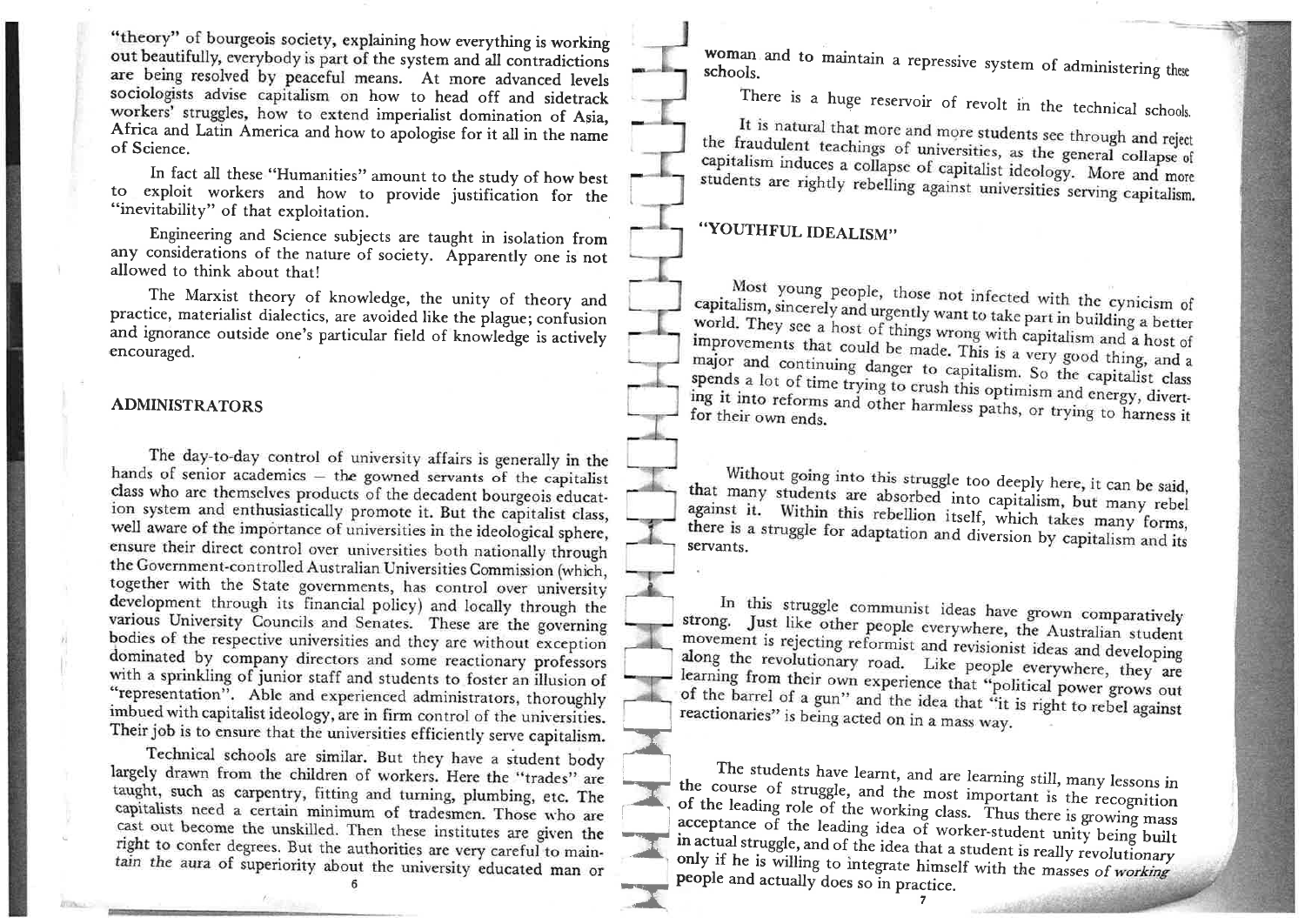"theory" of bourgeois society, explaining how everything is working out beautifully, everybody is part of the system and all contradictions are being resolved by peaceful means. At more advanced levels sociologists advise capitalism on how to head off and sidetrack workers' struggles, how to extend imperialist domination of Asia, Africa and Latin America and how to apologise for it all in the name of Science.

In fact all these "Humanities" amount to the study of how best to exploit workers and how to provide justification for the "inevitability" of that exploitation.

Engineering and Science subjects are taught in isolation from any considerations of the nature of society. Apparently one is not allowed to think about that!

The Marxist theory of knowledge, the unity of theory and practice, materialist dialectics, are avoided like the plague; confusion and ignorance outside one's particular field of knowledge is actively encouraged.

## ADMINISTRATORS

The day-to-day control of university affairs is generally in the hands of senior academics — the gowned servants of the capitalist class who are themselves products of the decadent bourgeois education system and enthusiastically promote it. But the capitalist class, well aware of the importance of universities in the ideological sphere, ensure their direct control over universities both nationally through the Government-controlled Australian Universities Commission (which, together with the State governments, has control over university development through its financial policy) and locally through the various University Councils and Senates. These are the governing bodies of the respective universities and they are without exception dominated by company directors and some reactionary professors with a sprinkling of junior staff and students to foster an illusion of "representation". Able and experienced administrators, thoroughly imbued with capitalist ideology, are in firm control of the universities. Their job is to ensure that the universities efficiently serve capitalism.

Technical schools are similar. But they have a student body largely drawn from the children of workers. Here the "trades" are taught, such as carpentry, fitting and turning, plumbing, etc. The capitalists need a certain minimum of tradesmen. Those who are cast out become the unskilled. Then these institutes are given the right to confer degrees. But the authorities are very careful to maintain the aura of superiority about the university educated man or woman and to maintain a repressive system of administering these schools.

There is a huge reservoir of revolt in the technical schools.

It is natural that more and more students see through and reject the fraudulent teachings of universities, as the general collapse of capitalism induces a collapse of capitalist ideology. More and more students are rightly rebelling against universities serving capitalism.

## "YOUTHFUL IDEALISM"

Most young people, those not infected with the cynicism of capitalism, sincerely and urgently want to take part in building a better world. They see a host of things wrong with capitalism and a host of improvements that could be made. This is a very good thing, and a major and continuing danger to capitalism. So the capitalist class spends a lot of time trying to crush this optimism and energy, diverting it into reforms and other harmless paths, or trying to harness it for their own ends.

Without going into this struggle too deeply here, it can be said, that many students are absorbed into capitalism, but many rebel against it. Within this rebellion itself, which takes many forms, there is a struggle for adaptation and diversion by capitalism and its servants.

In this struggle communist ideas have grown comparatively strong. Just like other people everywhere, the Australian student movement is rejecting reformist and revisionist ideas and developing along the revolutionary road. Like people everywhere, they are learning from their own experience that "political power grows out of the barrel of a gun" and the idea that "it is right to rebel against reactionaries" is being acted on in a mass way.

The students have learnt, and are learning still, many lessons in the course of struggle, and the most important is the recognition of the leading role of the working class. Thus there is growing mass acceptance of the leading idea of worker-student unity being built in actual struggle, and of the idea that a student is really revolutionary only if he is willing to integrate himself with the masses of working people and actually does so in practice.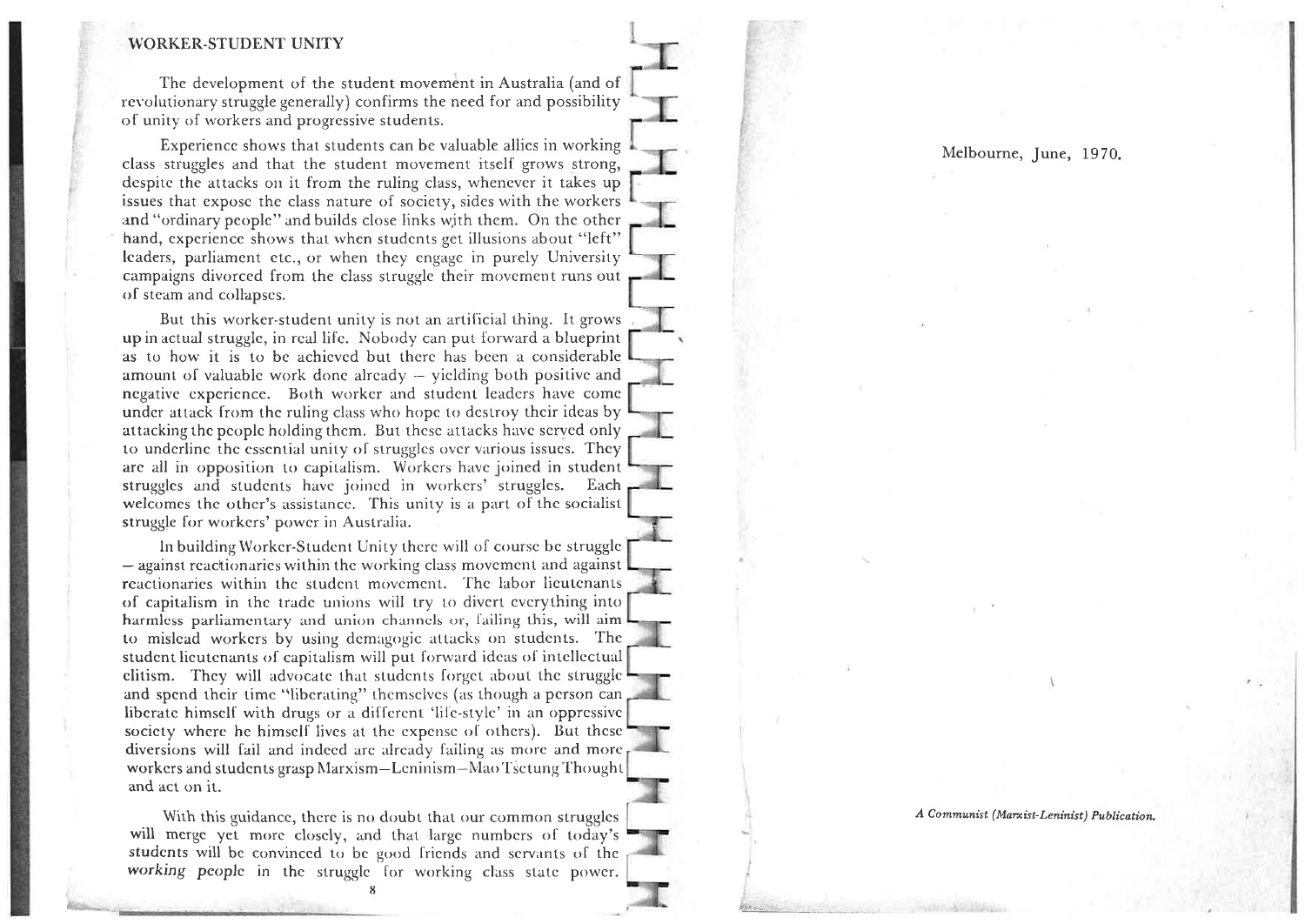## WORKER-STUDENT UNITY

The development of the student movement in Australia (and of revolutionary struggle generally) confirms the need for and possibility of unity of workers and progressive students.

Experience shows that students can be valuable allies in working class struggles and that the student movement itself grows strong, despite the attacks on it from the ruling class, whenever it takes up issues that expose the class nature of society, sides with the workers and "ordinary people" and builds close links with them. On the other hand, experience shows that when students get illusions about "left" leaders, parliament etc., or when they engage in purely University campaigns divorced from the class struggle their movement runs out of steam and collapses.

But this worker-student unity is not an artificial thing. It grows up in actual struggle, in real life. Nobody can put forward a blueprint as to how it is to be achieved but there has been a considerable amount of valuable work done already – yielding both positive and negative experience. Both worker and student leaders have come under attack from the ruling class who hope to destroy their ideas by attacking the people holding them. But these attacks have served only to underline the essential unity of struggles over various issues. They are all in opposition to capitalism. Workers have joined in student struggles and students have joined in workers' struggles. Each welcomes the other's assistance. This unity is a part of the socialist struggle for workers' power in Australia.

In building Worker-Student Unity there will of course be struggle – against reactionaries within the working class movement and against reactionaries within the student movement. The labor lieutenants of capitalism in the trade unions will try to divert everything into harmless parliamentary and union channels or, failing this, will aim to mislead workers by using demagogic attacks on students. The student lieutenants of capitalism will put forward ideas of intellectual elitism. They will advocate that students forget about the struggle and spend their time "liberating" themselves (as though a person can liberate himself with drugs or a different 'life-style' in an oppressive society where he himself lives at the expense of others). But these diversions will fail and indeed are already failing as more and more workers and students grasp Marxism–Leninism–Mao Tsetung Thought and act on it.

With this guidance, there is no doubt that our common struggles will merge yet more closely, and that large numbers of today's students will be convinced to be good friends and servants of the working people in the struggle for working class state power.

Melbourne, June, 1970.

*A Communist (Marxist-Leninist) Publication.*